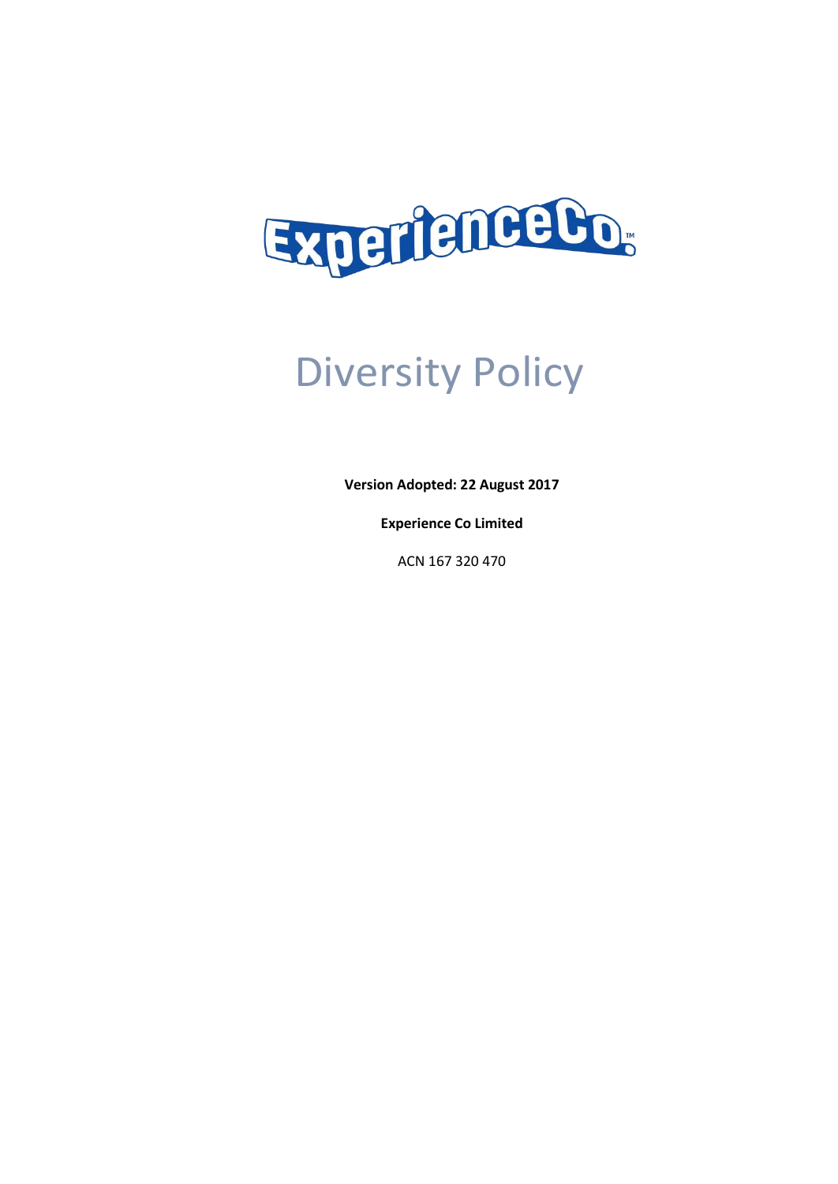# Diversity Policy

**Version Adopted: 22 August 2017**

**Experience Co Limited**

ACN 167 320 470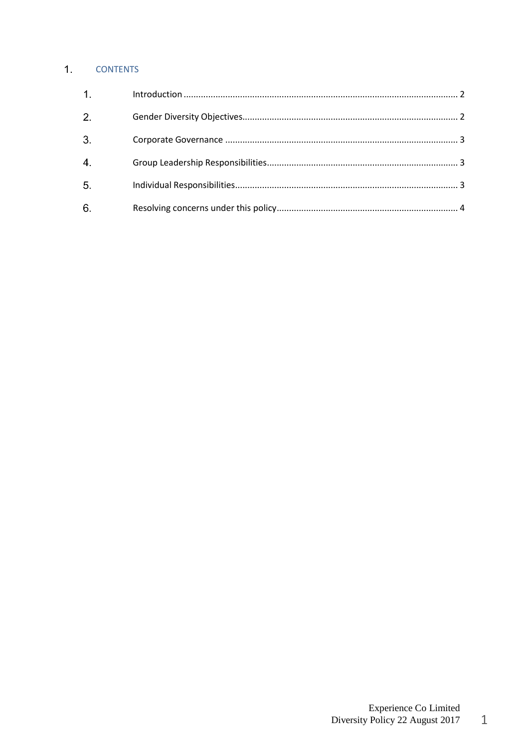# 1. CONTENTS

1. Introduction .............................................................................................................. 2
2. Gender Diversity Objectives....................................................................................... 2
3. Corporate Governance .............................................................................................. 3
4. Group Leadership Responsibilities............................................................................. 3
5. Individual Responsibilities.......................................................................................... 3
6. Resolving concerns under this policy......................................................................... 4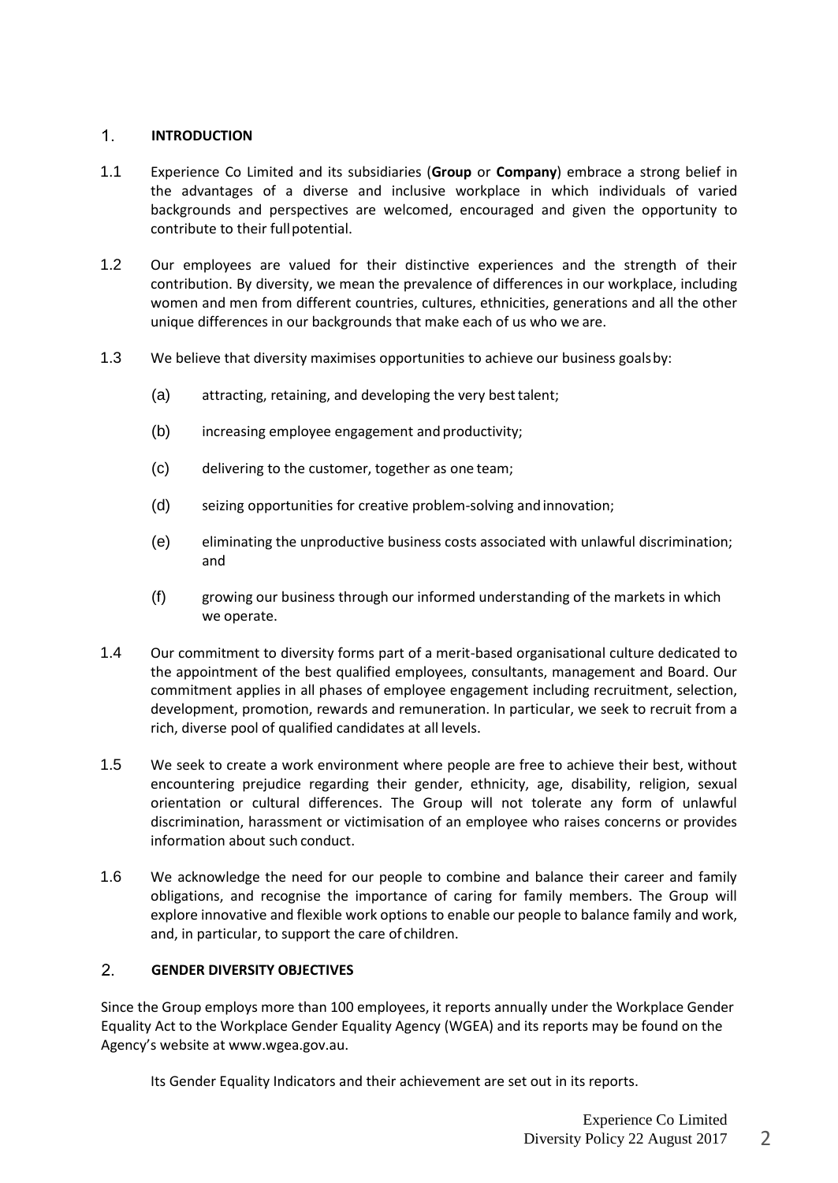## 1. INTRODUCTION

1.1 Experience Co Limited and its subsidiaries (**Group** or **Company**) embrace a strong belief in the advantages of a diverse and inclusive workplace in which individuals of varied backgrounds and perspectives are welcomed, encouraged and given the opportunity to contribute to their full potential.

1.2 Our employees are valued for their distinctive experiences and the strength of their contribution. By diversity, we mean the prevalence of differences in our workplace, including women and men from different countries, cultures, ethnicities, generations and all the other unique differences in our backgrounds that make each of us who we are.

1.3 We believe that diversity maximises opportunities to achieve our business goals by:

(a) attracting, retaining, and developing the very best talent;

(b) increasing employee engagement and productivity;

(c) delivering to the customer, together as one team;

(d) seizing opportunities for creative problem-solving and innovation;

(e) eliminating the unproductive business costs associated with unlawful discrimination; and

(f) growing our business through our informed understanding of the markets in which we operate.

1.4 Our commitment to diversity forms part of a merit-based organisational culture dedicated to the appointment of the best qualified employees, consultants, management and Board. Our commitment applies in all phases of employee engagement including recruitment, selection, development, promotion, rewards and remuneration. In particular, we seek to recruit from a rich, diverse pool of qualified candidates at all levels.

1.5 We seek to create a work environment where people are free to achieve their best, without encountering prejudice regarding their gender, ethnicity, age, disability, religion, sexual orientation or cultural differences. The Group will not tolerate any form of unlawful discrimination, harassment or victimisation of an employee who raises concerns or provides information about such conduct.

1.6 We acknowledge the need for our people to combine and balance their career and family obligations, and recognise the importance of caring for family members. The Group will explore innovative and flexible work options to enable our people to balance family and work, and, in particular, to support the care of children.

## 2. GENDER DIVERSITY OBJECTIVES

Since the Group employs more than 100 employees, it reports annually under the Workplace Gender Equality Act to the Workplace Gender Equality Agency (WGEA) and its reports may be found on the Agency's website at www.wgea.gov.au.

Its Gender Equality Indicators and their achievement are set out in its reports.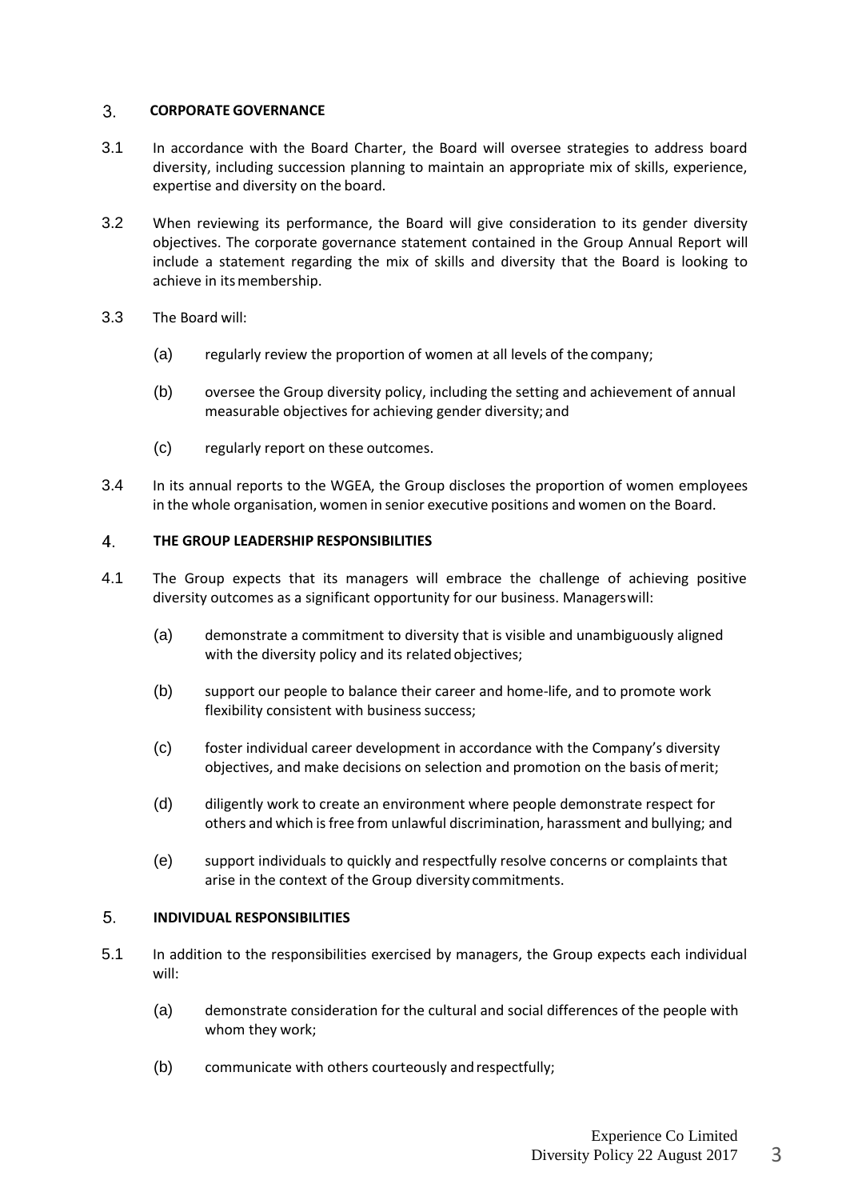## 3. CORPORATE GOVERNANCE

3.1 In accordance with the Board Charter, the Board will oversee strategies to address board diversity, including succession planning to maintain an appropriate mix of skills, experience, expertise and diversity on the board.

3.2 When reviewing its performance, the Board will give consideration to its gender diversity objectives. The corporate governance statement contained in the Group Annual Report will include a statement regarding the mix of skills and diversity that the Board is looking to achieve in its membership.

3.3 The Board will:

(a) regularly review the proportion of women at all levels of the company;

(b) oversee the Group diversity policy, including the setting and achievement of annual measurable objectives for achieving gender diversity; and

(c) regularly report on these outcomes.

3.4 In its annual reports to the WGEA, the Group discloses the proportion of women employees in the whole organisation, women in senior executive positions and women on the Board.

## 4. THE GROUP LEADERSHIP RESPONSIBILITIES

4.1 The Group expects that its managers will embrace the challenge of achieving positive diversity outcomes as a significant opportunity for our business. Managers will:

(a) demonstrate a commitment to diversity that is visible and unambiguously aligned with the diversity policy and its related objectives;

(b) support our people to balance their career and home-life, and to promote work flexibility consistent with business success;

(c) foster individual career development in accordance with the Company's diversity objectives, and make decisions on selection and promotion on the basis of merit;

(d) diligently work to create an environment where people demonstrate respect for others and which is free from unlawful discrimination, harassment and bullying; and

(e) support individuals to quickly and respectfully resolve concerns or complaints that arise in the context of the Group diversity commitments.

## 5. INDIVIDUAL RESPONSIBILITIES

5.1 In addition to the responsibilities exercised by managers, the Group expects each individual will:

(a) demonstrate consideration for the cultural and social differences of the people with whom they work;

(b) communicate with others courteously and respectfully;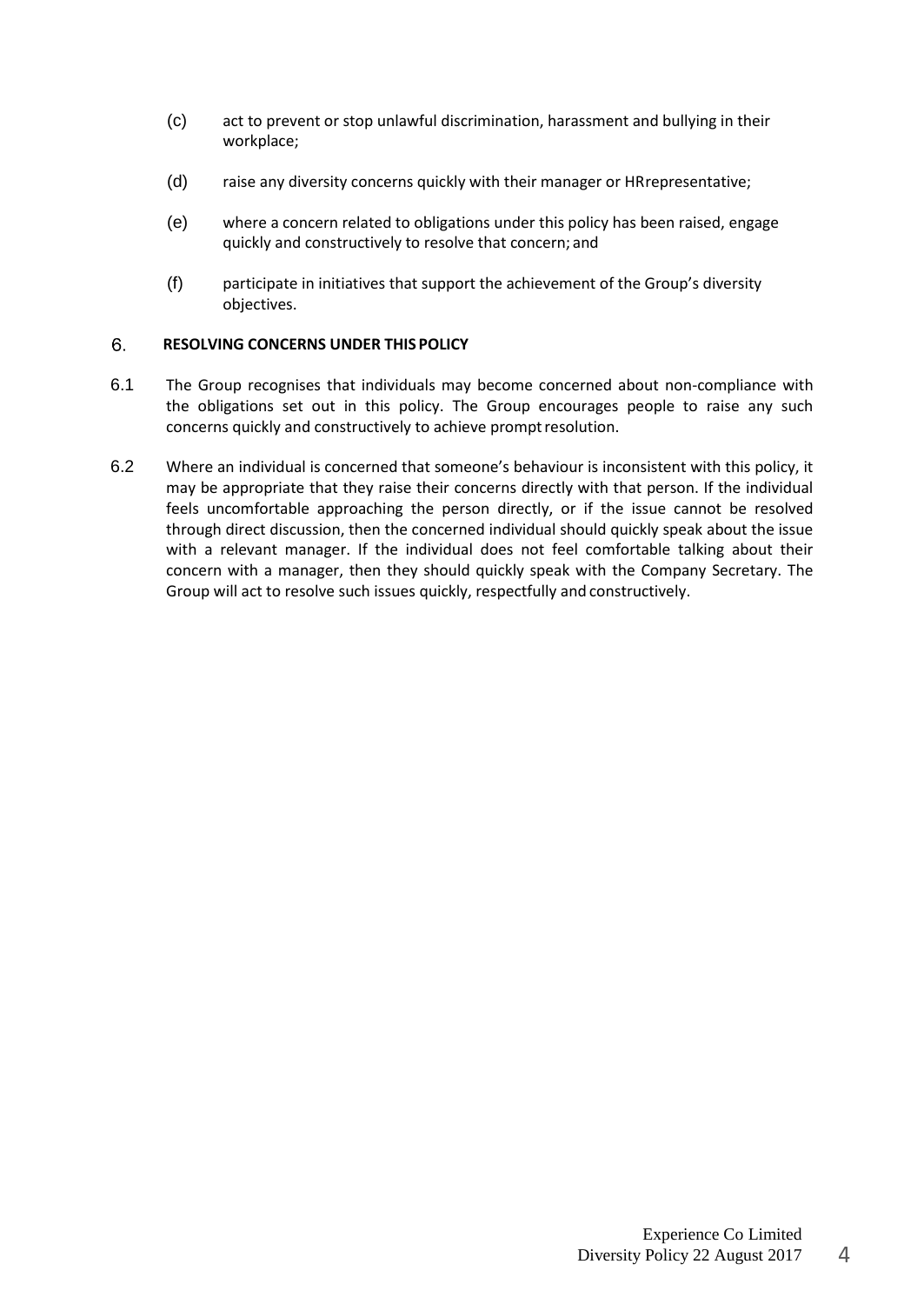(c) act to prevent or stop unlawful discrimination, harassment and bullying in their workplace;

(d) raise any diversity concerns quickly with their manager or HRrepresentative;

(e) where a concern related to obligations under this policy has been raised, engage quickly and constructively to resolve that concern; and

(f) participate in initiatives that support the achievement of the Group's diversity objectives.

## 6. RESOLVING CONCERNS UNDER THIS POLICY

6.1 The Group recognises that individuals may become concerned about non-compliance with the obligations set out in this policy. The Group encourages people to raise any such concerns quickly and constructively to achieve prompt resolution.

6.2 Where an individual is concerned that someone's behaviour is inconsistent with this policy, it may be appropriate that they raise their concerns directly with that person. If the individual feels uncomfortable approaching the person directly, or if the issue cannot be resolved through direct discussion, then the concerned individual should quickly speak about the issue with a relevant manager. If the individual does not feel comfortable talking about their concern with a manager, then they should quickly speak with the Company Secretary. The Group will act to resolve such issues quickly, respectfully and constructively.